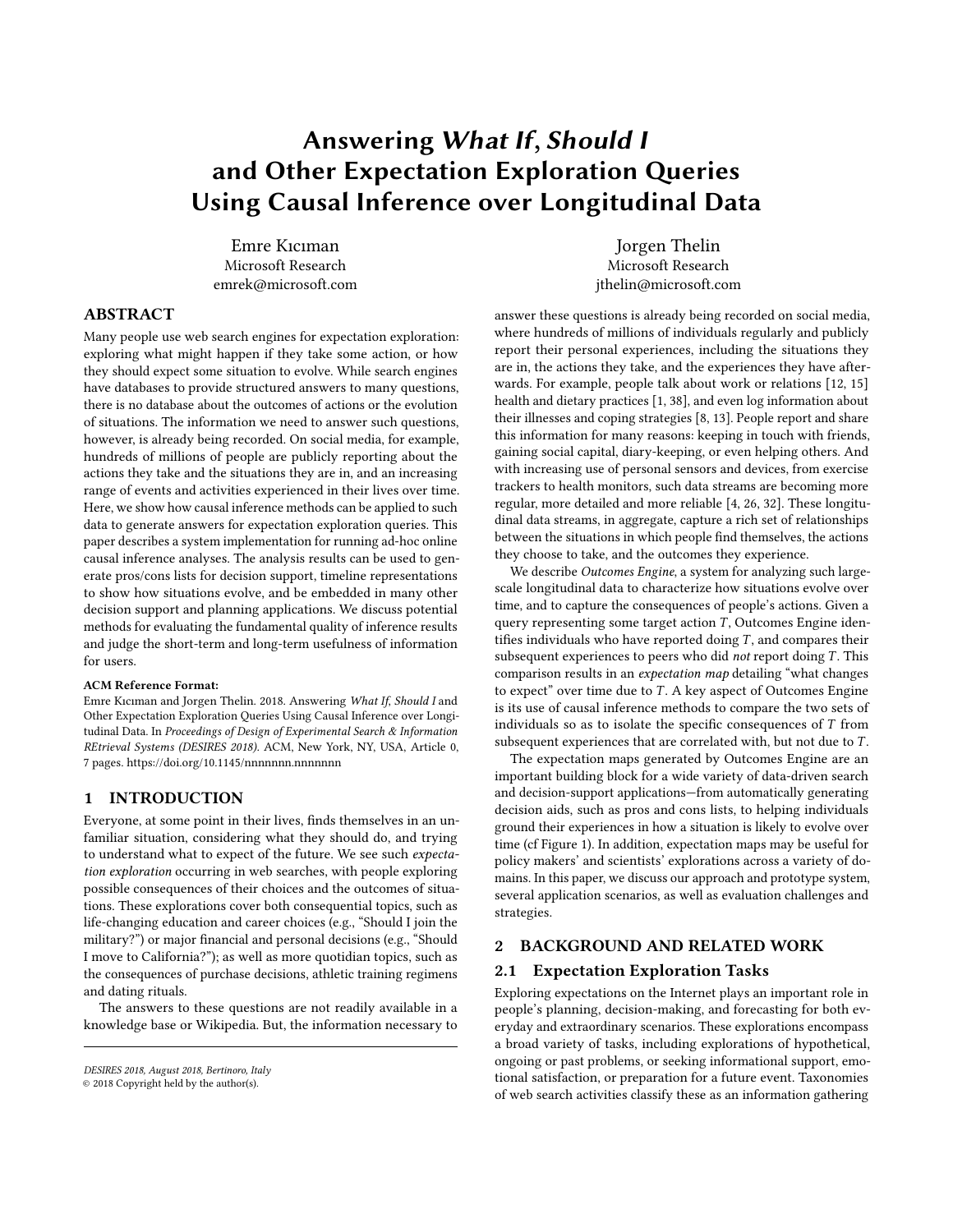# Answering *What If*, *Should I* and Other Expectation Exploration Queries Using Causal Inference over Longitudinal Data

Emre Kıcıman
Microsoft Research
emrek@microsoft.com

Jorgen Thelin
Microsoft Research
jthelin@microsoft.com

## ABSTRACT

Many people use web search engines for expectation exploration: exploring what might happen if they take some action, or how they should expect some situation to evolve. While search engines have databases to provide structured answers to many questions, there is no database about the outcomes of actions or the evolution of situations. The information we need to answer such questions, however, is already being recorded. On social media, for example, hundreds of millions of people are publicly reporting about the actions they take and the situations they are in, and an increasing range of events and activities experienced in their lives over time. Here, we show how causal inference methods can be applied to such data to generate answers for expectation exploration queries. This paper describes a system implementation for running ad-hoc online causal inference analyses. The analysis results can be used to generate pros/cons lists for decision support, timeline representations to show how situations evolve, and be embedded in many other decision support and planning applications. We discuss potential methods for evaluating the fundamental quality of inference results and judge the short-term and long-term usefulness of information for users.

**ACM Reference Format:**
Emre Kıcıman and Jorgen Thelin. 2018. Answering *What If, Should I* and Other Expectation Exploration Queries Using Causal Inference over Longitudinal Data. In *Proceedings of Design of Experimental Search & Information REtrieval Systems (DESIRES 2018).* ACM, New York, NY, USA, Article 0, 7 pages. https://doi.org/10.1145/nnnnnnn.nnnnnnn

## 1 INTRODUCTION

Everyone, at some point in their lives, finds themselves in an unfamiliar situation, considering what they should do, and trying to understand what to expect of the future. We see such *expectation exploration* occurring in web searches, with people exploring possible consequences of their choices and the outcomes of situations. These explorations cover both consequential topics, such as life-changing education and career choices (e.g., "Should I join the military?") or major financial and personal decisions (e.g., "Should I move to California?"); as well as more quotidian topics, such as the consequences of purchase decisions, athletic training regimens and dating rituals.

The answers to these questions are not readily available in a knowledge base or Wikipedia. But, the information necessary to answer these questions is already being recorded on social media, where hundreds of millions of individuals regularly and publicly report their personal experiences, including the situations they are in, the actions they take, and the experiences they have afterwards. For example, people talk about work or relations [12, 15] health and dietary practices [1, 38], and even log information about their illnesses and coping strategies [8, 13]. People report and share this information for many reasons: keeping in touch with friends, gaining social capital, diary-keeping, or even helping others. And with increasing use of personal sensors and devices, from exercise trackers to health monitors, such data streams are becoming more regular, more detailed and more reliable [4, 26, 32]. These longitudinal data streams, in aggregate, capture a rich set of relationships between the situations in which people find themselves, the actions they choose to take, and the outcomes they experience.

We describe *Outcomes Engine*, a system for analyzing such large-scale longitudinal data to characterize how situations evolve over time, and to capture the consequences of people's actions. Given a query representing some target action $T$, Outcomes Engine identifies individuals who have reported doing $T$, and compares their subsequent experiences to peers who did *not* report doing $T$. This comparison results in an *expectation map* detailing "what changes to expect" over time due to $T$. A key aspect of Outcomes Engine is its use of causal inference methods to compare the two sets of individuals so as to isolate the specific consequences of $T$ from subsequent experiences that are correlated with, but not due to $T$.

The expectation maps generated by Outcomes Engine are an important building block for a wide variety of data-driven search and decision-support applications—from automatically generating decision aids, such as pros and cons lists, to helping individuals ground their experiences in how a situation is likely to evolve over time (cf Figure 1). In addition, expectation maps may be useful for policy makers' and scientists' explorations across a variety of domains. In this paper, we discuss our approach and prototype system, several application scenarios, as well as evaluation challenges and strategies.

## 2 BACKGROUND AND RELATED WORK

### 2.1 Expectation Exploration Tasks

Exploring expectations on the Internet plays an important role in people's planning, decision-making, and forecasting for both everyday and extraordinary scenarios. These explorations encompass a broad variety of tasks, including explorations of hypothetical, ongoing or past problems, or seeking informational support, emotional satisfaction, or preparation for a future event. Taxonomies of web search activities classify these as an information gathering

DESIRES 2018, August 2018, Bertinoro, Italy
© 2018 Copyright held by the author(s).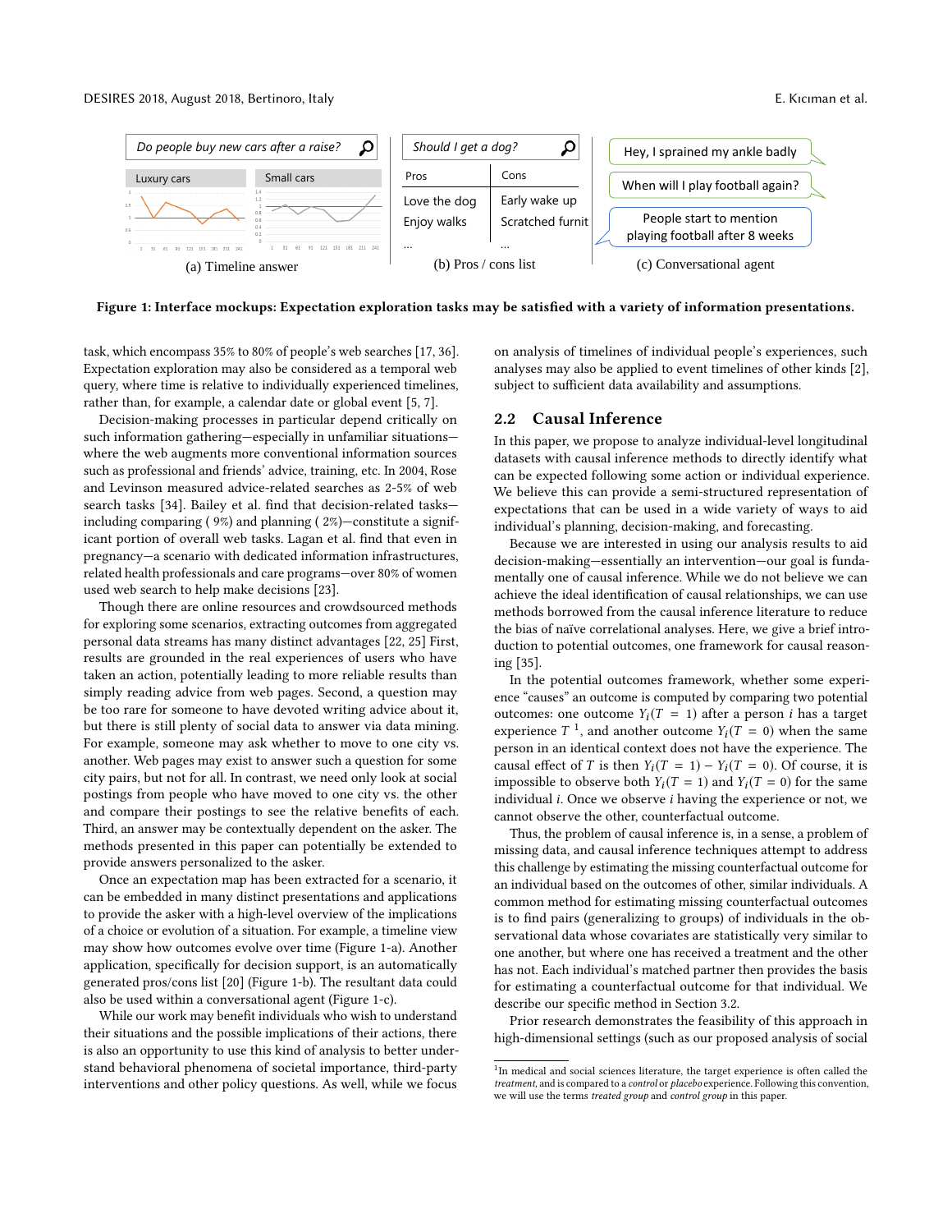Figure 1: Interface mockups: Expectation exploration tasks may be satisfied with a variety of information presentations.

(a) Timeline answer (b) Pros / cons list (c) Conversational agent

task, which encompass 35% to 80% of people's web searches [17, 36]. Expectation exploration may also be considered as a temporal web query, where time is relative to individually experienced timelines, rather than, for example, a calendar date or global event [5, 7].

Decision-making processes in particular depend critically on such information gathering—especially in unfamiliar situations—where the web augments more conventional information sources such as professional and friends' advice, training, etc. In 2004, Rose and Levinson measured advice-related searches as 2-5% of web search tasks [34]. Bailey et al. find that decision-related tasks—including comparing ( 9%) and planning ( 2%)—constitute a significant portion of overall web tasks. Lagan et al. find that even in pregnancy—a scenario with dedicated information infrastructures, related health professionals and care programs—over 80% of women used web search to help make decisions [23].

Though there are online resources and crowdsourced methods for exploring some scenarios, extracting outcomes from aggregated personal data streams has many distinct advantages [22, 25] First, results are grounded in the real experiences of users who have taken an action, potentially leading to more reliable results than simply reading advice from web pages. Second, a question may be too rare for someone to have devoted writing advice about it, but there is still plenty of social data to answer via data mining. For example, someone may ask whether to move to one city vs. another. Web pages may exist to answer such a question for some city pairs, but not for all. In contrast, we need only look at social postings from people who have moved to one city vs. the other and compare their postings to see the relative benefits of each. Third, an answer may be contextually dependent on the asker. The methods presented in this paper can potentially be extended to provide answers personalized to the asker.

Once an expectation map has been extracted for a scenario, it can be embedded in many distinct presentations and applications to provide the asker with a high-level overview of the implications of a choice or evolution of a situation. For example, a timeline view may show how outcomes evolve over time (Figure 1-a). Another application, specifically for decision support, is an automatically generated pros/cons list [20] (Figure 1-b). The resultant data could also be used within a conversational agent (Figure 1-c).

While our work may benefit individuals who wish to understand their situations and the possible implications of their actions, there is also an opportunity to use this kind of analysis to better understand behavioral phenomena of societal importance, third-party interventions and other policy questions. As well, while we focus on analysis of timelines of individual people's experiences, such analyses may also be applied to event timelines of other kinds [2], subject to sufficient data availability and assumptions.

## 2.2 Causal Inference

In this paper, we propose to analyze individual-level longitudinal datasets with causal inference methods to directly identify what can be expected following some action or individual experience. We believe this can provide a semi-structured representation of expectations that can be used in a wide variety of ways to aid individual's planning, decision-making, and forecasting.

Because we are interested in using our analysis results to aid decision-making—essentially an intervention—our goal is fundamentally one of causal inference. While we do not believe we can achieve the ideal identification of causal relationships, we can use methods borrowed from the causal inference literature to reduce the bias of naïve correlational analyses. Here, we give a brief introduction to potential outcomes, one framework for causal reasoning [35].

In the potential outcomes framework, whether some experience "causes" an outcome is computed by comparing two potential outcomes: one outcome $Y_i(T = 1)$ after a person $i$ has a target experience $T$ [1], and another outcome $Y_i(T = 0)$ when the same person in an identical context does not have the experience. The causal effect of $T$ is then $Y_i(T = 1) - Y_i(T = 0)$. Of course, it is impossible to observe both $Y_i(T = 1)$ and $Y_i(T = 0)$ for the same individual $i$. Once we observe $i$ having the experience or not, we cannot observe the other, counterfactual outcome.

Thus, the problem of causal inference is, in a sense, a problem of missing data, and causal inference techniques attempt to address this challenge by estimating the missing counterfactual outcome for an individual based on the outcomes of other, similar individuals. A common method for estimating missing counterfactual outcomes is to find pairs (generalizing to groups) of individuals in the observational data whose covariates are statistically very similar to one another, but where one has received a treatment and the other has not. Each individual's matched partner then provides the basis for estimating a counterfactual outcome for that individual. We describe our specific method in Section 3.2.

Prior research demonstrates the feasibility of this approach in high-dimensional settings (such as our proposed analysis of social

[1] In medical and social sciences literature, the target experience is often called the *treatment*, and is compared to a *control* or *placebo* experience. Following this convention, we will use the terms *treated group* and *control group* in this paper.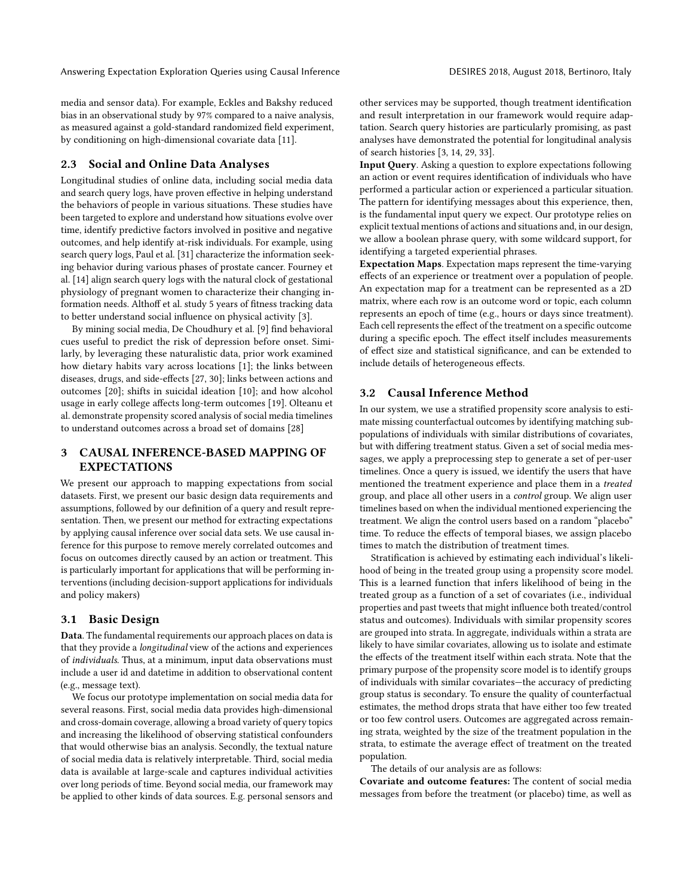media and sensor data). For example, Eckles and Bakshy reduced bias in an observational study by 97% compared to a naive analysis, as measured against a gold-standard randomized field experiment, by conditioning on high-dimensional covariate data [11].

### 2.3 Social and Online Data Analyses

Longitudinal studies of online data, including social media data and search query logs, have proven effective in helping understand the behaviors of people in various situations. These studies have been targeted to explore and understand how situations evolve over time, identify predictive factors involved in positive and negative outcomes, and help identify at-risk individuals. For example, using search query logs, Paul et al. [31] characterize the information seeking behavior during various phases of prostate cancer. Fourney et al. [14] align search query logs with the natural clock of gestational physiology of pregnant women to characterize their changing information needs. Althoff et al. study 5 years of fitness tracking data to better understand social influence on physical activity [3].

By mining social media, De Choudhury et al. [9] find behavioral cues useful to predict the risk of depression before onset. Similarly, by leveraging these naturalistic data, prior work examined how dietary habits vary across locations [1]; the links between diseases, drugs, and side-effects [27, 30]; links between actions and outcomes [20]; shifts in suicidal ideation [10]; and how alcohol usage in early college affects long-term outcomes [19]. Olteanu et al. demonstrate propensity scored analysis of social media timelines to understand outcomes across a broad set of domains [28]

## 3 CAUSAL INFERENCE-BASED MAPPING OF EXPECTATIONS

We present our approach to mapping expectations from social datasets. First, we present our basic design data requirements and assumptions, followed by our definition of a query and result representation. Then, we present our method for extracting expectations by applying causal inference over social data sets. We use causal inference for this purpose to remove merely correlated outcomes and focus on outcomes directly caused by an action or treatment. This is particularly important for applications that will be performing interventions (including decision-support applications for individuals and policy makers)

### 3.1 Basic Design

**Data**. The fundamental requirements our approach places on data is that they provide a *longitudinal* view of the actions and experiences of *individuals*. Thus, at a minimum, input data observations must include a user id and datetime in addition to observational content (e.g., message text).

We focus our prototype implementation on social media data for several reasons. First, social media data provides high-dimensional and cross-domain coverage, allowing a broad variety of query topics and increasing the likelihood of observing statistical confounders that would otherwise bias an analysis. Secondly, the textual nature of social media data is relatively interpretable. Third, social media data is available at large-scale and captures individual activities over long periods of time. Beyond social media, our framework may be applied to other kinds of data sources. E.g. personal sensors and other services may be supported, though treatment identification and result interpretation in our framework would require adaptation. Search query histories are particularly promising, as past analyses have demonstrated the potential for longitudinal analysis of search histories [3, 14, 29, 33].

**Input Query**. Asking a question to explore expectations following an action or event requires identification of individuals who have performed a particular action or experienced a particular situation. The pattern for identifying messages about this experience, then, is the fundamental input query we expect. Our prototype relies on explicit textual mentions of actions and situations and, in our design, we allow a boolean phrase query, with some wildcard support, for identifying a targeted experiential phrases.

**Expectation Maps**. Expectation maps represent the time-varying effects of an experience or treatment over a population of people. An expectation map for a treatment can be represented as a 2D matrix, where each row is an outcome word or topic, each column represents an epoch of time (e.g., hours or days since treatment). Each cell represents the effect of the treatment on a specific outcome during a specific epoch. The effect itself includes measurements of effect size and statistical significance, and can be extended to include details of heterogeneous effects.

### 3.2 Causal Inference Method

In our system, we use a stratified propensity score analysis to estimate missing counterfactual outcomes by identifying matching subpopulations of individuals with similar distributions of covariates, but with differing treatment status. Given a set of social media messages, we apply a preprocessing step to generate a set of per-user timelines. Once a query is issued, we identify the users that have mentioned the treatment experience and place them in a *treated* group, and place all other users in a *control* group. We align user timelines based on when the individual mentioned experiencing the treatment. We align the control users based on a random "placebo" time. To reduce the effects of temporal biases, we assign placebo times to match the distribution of treatment times.

Stratification is achieved by estimating each individual's likelihood of being in the treated group using a propensity score model. This is a learned function that infers likelihood of being in the treated group as a function of a set of covariates (i.e., individual properties and past tweets that might influence both treated/control status and outcomes). Individuals with similar propensity scores are grouped into strata. In aggregate, individuals within a strata are likely to have similar covariates, allowing us to isolate and estimate the effects of the treatment itself within each strata. Note that the primary purpose of the propensity score model is to identify groups of individuals with similar covariates—the accuracy of predicting group status is secondary. To ensure the quality of counterfactual estimates, the method drops strata that have either too few treated or too few control users. Outcomes are aggregated across remaining strata, weighted by the size of the treatment population in the strata, to estimate the average effect of treatment on the treated population.

The details of our analysis are as follows:

**Covariate and outcome features:** The content of social media messages from before the treatment (or placebo) time, as well as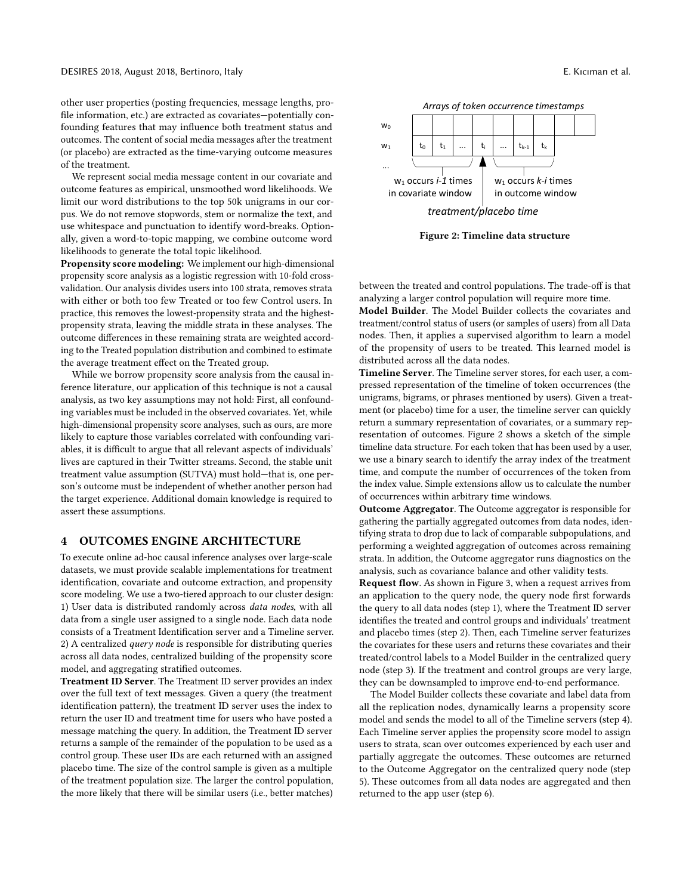other user properties (posting frequencies, message lengths, profile information, etc.) are extracted as covariates—potentially confounding features that may influence both treatment status and outcomes. The content of social media messages after the treatment (or placebo) are extracted as the time-varying outcome measures of the treatment.

We represent social media message content in our covariate and outcome features as empirical, unsmoothed word likelihoods. We limit our word distributions to the top 50k unigrams in our corpus. We do not remove stopwords, stem or normalize the text, and use whitespace and punctuation to identify word-breaks. Optionally, given a word-to-topic mapping, we combine outcome word likelihoods to generate the total topic likelihood.

**Propensity score modeling:** We implement our high-dimensional propensity score analysis as a logistic regression with 10-fold cross-validation. Our analysis divides users into 100 strata, removes strata with either or both too few Treated or too few Control users. In practice, this removes the lowest-propensity strata and the highest-propensity strata, leaving the middle strata in these analyses. The outcome differences in these remaining strata are weighted according to the Treated population distribution and combined to estimate the average treatment effect on the Treated group.

While we borrow propensity score analysis from the causal inference literature, our application of this technique is not a causal analysis, as two key assumptions may not hold: First, all confounding variables must be included in the observed covariates. Yet, while high-dimensional propensity score analyses, such as ours, are more likely to capture those variables correlated with confounding variables, it is difficult to argue that all relevant aspects of individuals' lives are captured in their Twitter streams. Second, the stable unit treatment value assumption (SUTVA) must hold—that is, one person's outcome must be independent of whether another person had the target experience. Additional domain knowledge is required to assert these assumptions.

## 4 OUTCOMES ENGINE ARCHITECTURE

To execute online ad-hoc causal inference analyses over large-scale datasets, we must provide scalable implementations for treatment identification, covariate and outcome extraction, and propensity score modeling. We use a two-tiered approach to our cluster design: 1) User data is distributed randomly across *data nodes*, with all data from a single user assigned to a single node. Each data node consists of a Treatment Identification server and a Timeline server. 2) A centralized *query node* is responsible for distributing queries across all data nodes, centralized building of the propensity score model, and aggregating stratified outcomes.

**Treatment ID Server**. The Treatment ID server provides an index over the full text of text messages. Given a query (the treatment identification pattern), the treatment ID server uses the index to return the user ID and treatment time for users who have posted a message matching the query. In addition, the Treatment ID server returns a sample of the remainder of the population to be used as a control group. These user IDs are each returned with an assigned placebo time. The size of the control sample is given as a multiple of the treatment population size. The larger the control population, the more likely that there will be similar users (i.e., better matches) between the treated and control populations. The trade-off is that analyzing a larger control population will require more time.

*Arrays of token occurrence timestamps*

| | | | | | | | | | |
|---|---|---|---|---|---|---|---|---|---|
| $w_0$ | | | | | | | | | |
| $w_1$ | $t_0$ | $t_1$ | ... | $t_i$ | ... | $t_{k-1}$ | $t_k$ | | |
| ... | | | | | | | | | |

$w_1$ occurs *i-1* times in covariate window | $w_1$ occurs *k-i* times in outcome window

*treatment/placebo time*

**Figure 2: Timeline data structure**

**Model Builder**. The Model Builder collects the covariates and treatment/control status of users (or samples of users) from all Data nodes. Then, it applies a supervised algorithm to learn a model of the propensity of users to be treated. This learned model is distributed across all the data nodes.

**Timeline Server**. The Timeline server stores, for each user, a compressed representation of the timeline of token occurrences (the unigrams, bigrams, or phrases mentioned by users). Given a treatment (or placebo) time for a user, the timeline server can quickly return a summary representation of covariates, or a summary representation of outcomes. Figure 2 shows a sketch of the simple timeline data structure. For each token that has been used by a user, we use a binary search to identify the array index of the treatment time, and compute the number of occurrences of the token from the index value. Simple extensions allow us to calculate the number of occurrences within arbitrary time windows.

**Outcome Aggregator**. The Outcome aggregator is responsible for gathering the partially aggregated outcomes from data nodes, identifying strata to drop due to lack of comparable subpopulations, and performing a weighted aggregation of outcomes across remaining strata. In addition, the Outcome aggregator runs diagnostics on the analysis, such as covariance balance and other validity tests.

**Request flow**. As shown in Figure 3, when a request arrives from an application to the query node, the query node first forwards the query to all data nodes (step 1), where the Treatment ID server identifies the treated and control groups and individuals' treatment and placebo times (step 2). Then, each Timeline server featurizes the covariates for these users and returns these covariates and their treated/control labels to a Model Builder in the centralized query node (step 3). If the treatment and control groups are very large, they can be downsampled to improve end-to-end performance.

The Model Builder collects these covariate and label data from all the replication nodes, dynamically learns a propensity score model and sends the model to all of the Timeline servers (step 4). Each Timeline server applies the propensity score model to assign users to strata, scan over outcomes experienced by each user and partially aggregate the outcomes. These outcomes are returned to the Outcome Aggregator on the centralized query node (step 5). These outcomes from all data nodes are aggregated and then returned to the app user (step 6).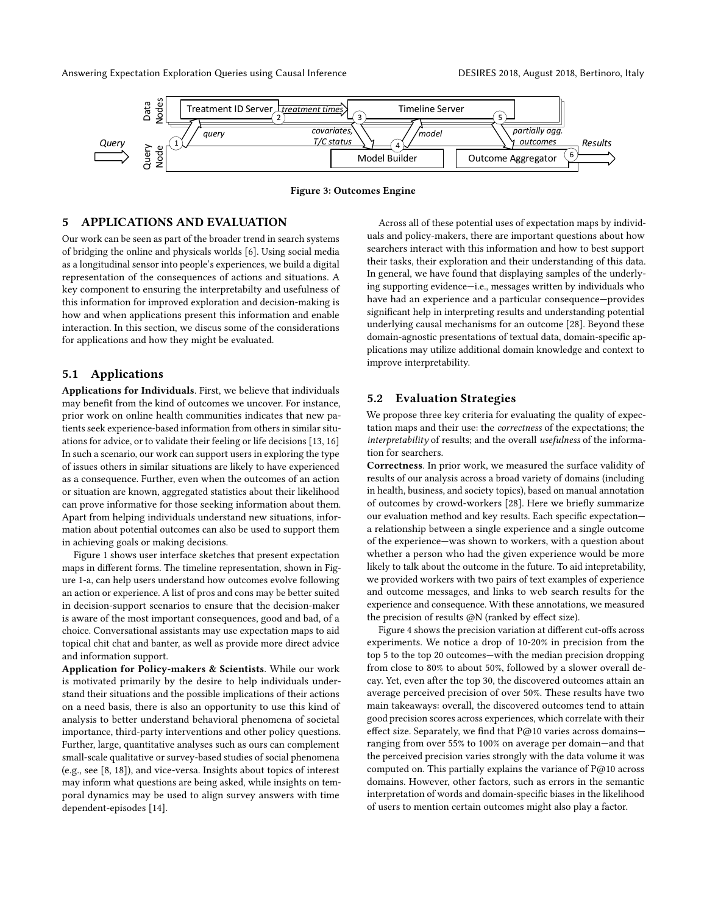Figure 3: Outcomes Engine

## 5 APPLICATIONS AND EVALUATION

Our work can be seen as part of the broader trend in search systems of bridging the online and physicals worlds [6]. Using social media as a longitudinal sensor into people's experiences, we build a digital representation of the consequences of actions and situations. A key component to ensuring the interpretabilty and usefulness of this information for improved exploration and decision-making is how and when applications present this information and enable interaction. In this section, we discus some of the considerations for applications and how they might be evaluated.

### 5.1 Applications

**Applications for Individuals**. First, we believe that individuals may benefit from the kind of outcomes we uncover. For instance, prior work on online health communities indicates that new patients seek experience-based information from others in similar situations for advice, or to validate their feeling or life decisions [13, 16] In such a scenario, our work can support users in exploring the type of issues others in similar situations are likely to have experienced as a consequence. Further, even when the outcomes of an action or situation are known, aggregated statistics about their likelihood can prove informative for those seeking information about them. Apart from helping individuals understand new situations, information about potential outcomes can also be used to support them in achieving goals or making decisions.

Figure 1 shows user interface sketches that present expectation maps in different forms. The timeline representation, shown in Figure 1-a, can help users understand how outcomes evolve following an action or experience. A list of pros and cons may be better suited in decision-support scenarios to ensure that the decision-maker is aware of the most important consequences, good and bad, of a choice. Conversational assistants may use expectation maps to aid topical chit chat and banter, as well as provide more direct advice and information support.

**Application for Policy-makers & Scientists**. While our work is motivated primarily by the desire to help individuals understand their situations and the possible implications of their actions on a need basis, there is also an opportunity to use this kind of analysis to better understand behavioral phenomena of societal importance, third-party interventions and other policy questions. Further, large, quantitative analyses such as ours can complement small-scale qualitative or survey-based studies of social phenomena (e.g., see [8, 18]), and vice-versa. Insights about topics of interest may inform what questions are being asked, while insights on temporal dynamics may be used to align survey answers with time dependent-episodes [14].

Across all of these potential uses of expectation maps by individuals and policy-makers, there are important questions about how searchers interact with this information and how to best support their tasks, their exploration and their understanding of this data. In general, we have found that displaying samples of the underlying supporting evidence—i.e., messages written by individuals who have had an experience and a particular consequence—provides significant help in interpreting results and understanding potential underlying causal mechanisms for an outcome [28]. Beyond these domain-agnostic presentations of textual data, domain-specific applications may utilize additional domain knowledge and context to improve interpretability.

### 5.2 Evaluation Strategies

We propose three key criteria for evaluating the quality of expectation maps and their use: the *correctness* of the expectations; the *interpretability* of results; and the overall *usefulness* of the information for searchers.

**Correctness**. In prior work, we measured the surface validity of results of our analysis across a broad variety of domains (including in health, business, and society topics), based on manual annotation of outcomes by crowd-workers [28]. Here we briefly summarize our evaluation method and key results. Each specific expectation—a relationship between a single experience and a single outcome of the experience—was shown to workers, with a question about whether a person who had the given experience would be more likely to talk about the outcome in the future. To aid intepretability, we provided workers with two pairs of text examples of experience and outcome messages, and links to web search results for the experience and consequence. With these annotations, we measured the precision of results @N (ranked by effect size).

Figure 4 shows the precision variation at different cut-offs across experiments. We notice a drop of 10-20% in precision from the top 5 to the top 20 outcomes—with the median precision dropping from close to 80% to about 50%, followed by a slower overall decay. Yet, even after the top 30, the discovered outcomes attain an average perceived precision of over 50%. These results have two main takeaways: overall, the discovered outcomes tend to attain good precision scores across experiences, which correlate with their effect size. Separately, we find that P@10 varies across domains—ranging from over 55% to 100% on average per domain—and that the perceived precision varies strongly with the data volume it was computed on. This partially explains the variance of P@10 across domains. However, other factors, such as errors in the semantic interpretation of words and domain-specific biases in the likelihood of users to mention certain outcomes might also play a factor.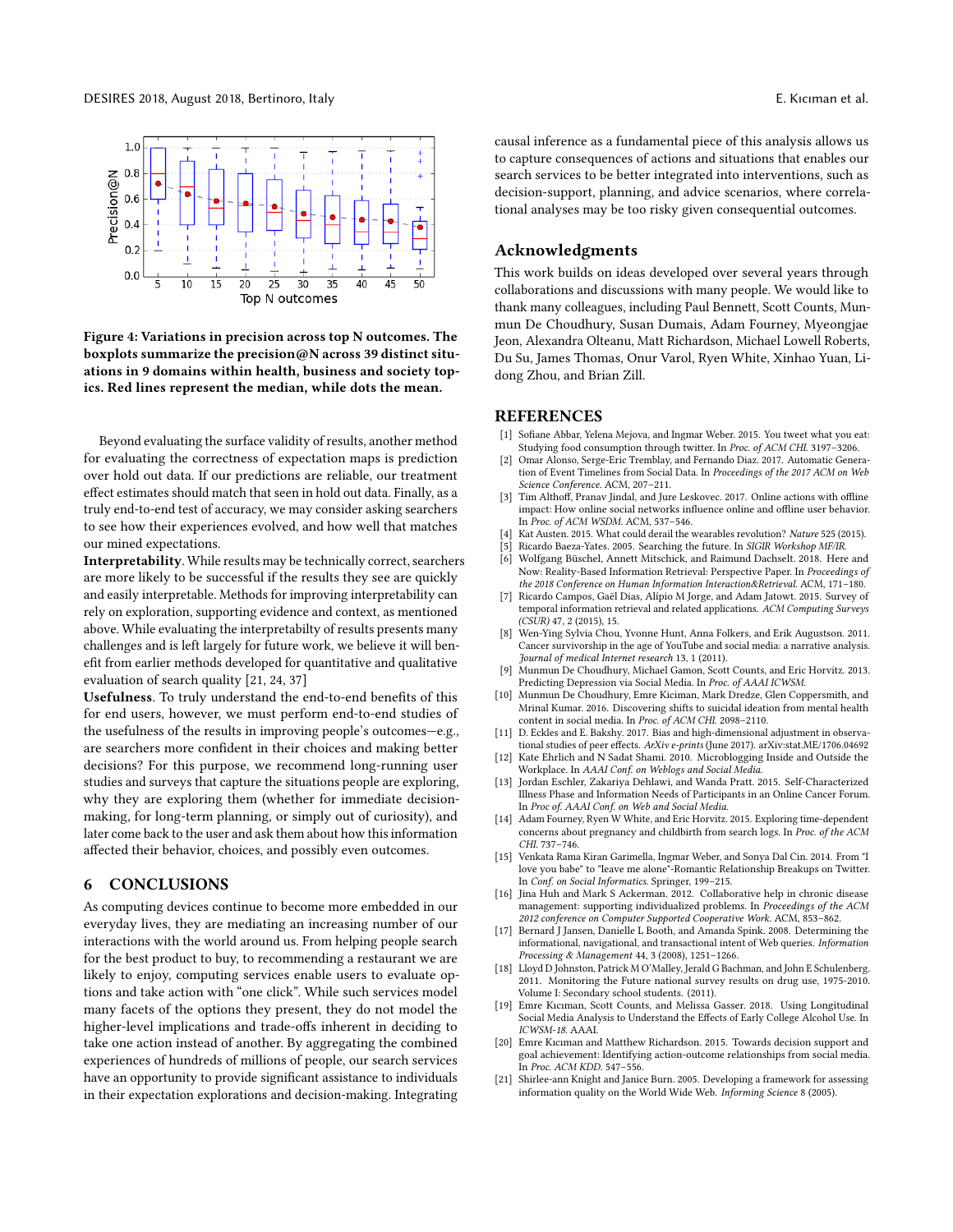Figure 4: Variations in precision across top N outcomes. The boxplots summarize the precision@N across 39 distinct situations in 9 domains within health, business and society topics. Red lines represent the median, while dots the mean.

Beyond evaluating the surface validity of results, another method for evaluating the correctness of expectation maps is prediction over hold out data. If our predictions are reliable, our treatment effect estimates should match that seen in hold out data. Finally, as a truly end-to-end test of accuracy, we may consider asking searchers to see how their experiences evolved, and how well that matches our mined expectations.

**Interpretability**. While results may be technically correct, searchers are more likely to be successful if the results they see are quickly and easily interpretable. Methods for improving interpretability can rely on exploration, supporting evidence and context, as mentioned above. While evaluating the interpretabilty of results presents many challenges and is left largely for future work, we believe it will benefit from earlier methods developed for quantitative and qualitative evaluation of search quality [21, 24, 37]

**Usefulness**. To truly understand the end-to-end benefits of this for end users, however, we must perform end-to-end studies of the usefulness of the results in improving people's outcomes—e.g., are searchers more confident in their choices and making better decisions? For this purpose, we recommend long-running user studies and surveys that capture the situations people are exploring, why they are exploring them (whether for immediate decision-making, for long-term planning, or simply out of curiosity), and later come back to the user and ask them about how this information affected their behavior, choices, and possibly even outcomes.

## 6 CONCLUSIONS

As computing devices continue to become more embedded in our everyday lives, they are mediating an increasing number of our interactions with the world around us. From helping people search for the best product to buy, to recommending a restaurant we are likely to enjoy, computing services enable users to evaluate options and take action with "one click". While such services model many facets of the options they present, they do not model the higher-level implications and trade-offs inherent in deciding to take one action instead of another. By aggregating the combined experiences of hundreds of millions of people, our search services have an opportunity to provide significant assistance to individuals in their expectation explorations and decision-making. Integrating causal inference as a fundamental piece of this analysis allows us to capture consequences of actions and situations that enables our search services to be better integrated into interventions, such as decision-support, planning, and advice scenarios, where correlational analyses may be too risky given consequential outcomes.

## Acknowledgments

This work builds on ideas developed over several years through collaborations and discussions with many people. We would like to thank many colleagues, including Paul Bennett, Scott Counts, Munmun De Choudhury, Susan Dumais, Adam Fourney, Myeongjae Jeon, Alexandra Olteanu, Matt Richardson, Michael Lowell Roberts, Du Su, James Thomas, Onur Varol, Ryen White, Xinhao Yuan, Lidong Zhou, and Brian Zill.

## REFERENCES

[1] Sofiane Abbar, Yelena Mejova, and Ingmar Weber. 2015. You tweet what you eat: Studying food consumption through twitter. In *Proc. of ACM CHI*. 3197–3206.

[2] Omar Alonso, Serge-Eric Tremblay, and Fernando Diaz. 2017. Automatic Generation of Event Timelines from Social Data. In *Proceedings of the 2017 ACM on Web Science Conference*. ACM, 207–211.

[3] Tim Althoff, Pranav Jindal, and Jure Leskovec. 2017. Online actions with offline impact: How online social networks influence online and offline user behavior. In *Proc. of ACM WSDM*. ACM, 537–546.

[4] Kat Austen. 2015. What could derail the wearables revolution? *Nature* 525 (2015).

[5] Ricardo Baeza-Yates. 2005. Searching the future. In *SIGIR Workshop MF/IR*.

[6] Wolfgang Büschel, Annett Mitschick, and Raimund Dachselt. 2018. Here and Now: Reality-Based Information Retrieval: Perspective Paper. In *Proceedings of the 2018 Conference on Human Information Interaction&Retrieval*. ACM, 171–180.

[7] Ricardo Campos, Gaël Dias, Alípio M Jorge, and Adam Jatowt. 2015. Survey of temporal information retrieval and related applications. *ACM Computing Surveys (CSUR)* 47, 2 (2015), 15.

[8] Wen-Ying Sylvia Chou, Yvonne Hunt, Anna Folkers, and Erik Augustson. 2011. Cancer survivorship in the age of YouTube and social media: a narrative analysis. *Journal of medical Internet research* 13, 1 (2011).

[9] Munmun De Choudhury, Michael Gamon, Scott Counts, and Eric Horvitz. 2013. Predicting Depression via Social Media. In *Proc. of AAAI ICWSM*.

[10] Munmun De Choudhury, Emre Kiciman, Mark Dredze, Glen Coppersmith, and Mrinal Kumar. 2016. Discovering shifts to suicidal ideation from mental health content in social media. In *Proc. of ACM CHI*. 2098–2110.

[11] D. Eckles and E. Bakshy. 2017. Bias and high-dimensional adjustment in observational studies of peer effects. *ArXiv e-prints* (June 2017). arXiv:stat.ME/1706.04692

[12] Kate Ehrlich and N Sadat Shami. 2010. Microblogging Inside and Outside the Workplace. In *AAAI Conf. on Weblogs and Social Media*.

[13] Jordan Eschler, Zakariya Dehlawi, and Wanda Pratt. 2015. Self-Characterized Illness Phase and Information Needs of Participants in an Online Cancer Forum. In *Proc of. AAAI Conf. on Web and Social Media*.

[14] Adam Fourney, Ryen W White, and Eric Horvitz. 2015. Exploring time-dependent concerns about pregnancy and childbirth from search logs. In *Proc. of the ACM CHI*. 737–746.

[15] Venkata Rama Kiran Garimella, Ingmar Weber, and Sonya Dal Cin. 2014. From "I love you babe" to "leave me alone"-Romantic Relationship Breakups on Twitter. In *Conf. on Social Informatics*. Springer, 199–215.

[16] Jina Huh and Mark S Ackerman. 2012. Collaborative help in chronic disease management: supporting individualized problems. In *Proceedings of the ACM 2012 conference on Computer Supported Cooperative Work*. ACM, 853–862.

[17] Bernard J Jansen, Danielle L Booth, and Amanda Spink. 2008. Determining the informational, navigational, and transactional intent of Web queries. *Information Processing & Management* 44, 3 (2008), 1251–1266.

[18] Lloyd D Johnston, Patrick M O'Malley, Jerald G Bachman, and John E Schulenberg. 2011. Monitoring the Future national survey results on drug use, 1975-2010. Volume I: Secondary school students. (2011).

[19] Emre Kıcıman, Scott Counts, and Melissa Gasser. 2018. Using Longitudinal Social Media Analysis to Understand the Effects of Early College Alcohol Use. In *ICWSM-18*. AAAI.

[20] Emre Kıcıman and Matthew Richardson. 2015. Towards decision support and goal achievement: Identifying action-outcome relationships from social media. In *Proc. ACM KDD*. 547–556.

[21] Shirlee-ann Knight and Janice Burn. 2005. Developing a framework for assessing information quality on the World Wide Web. *Informing Science* 8 (2005).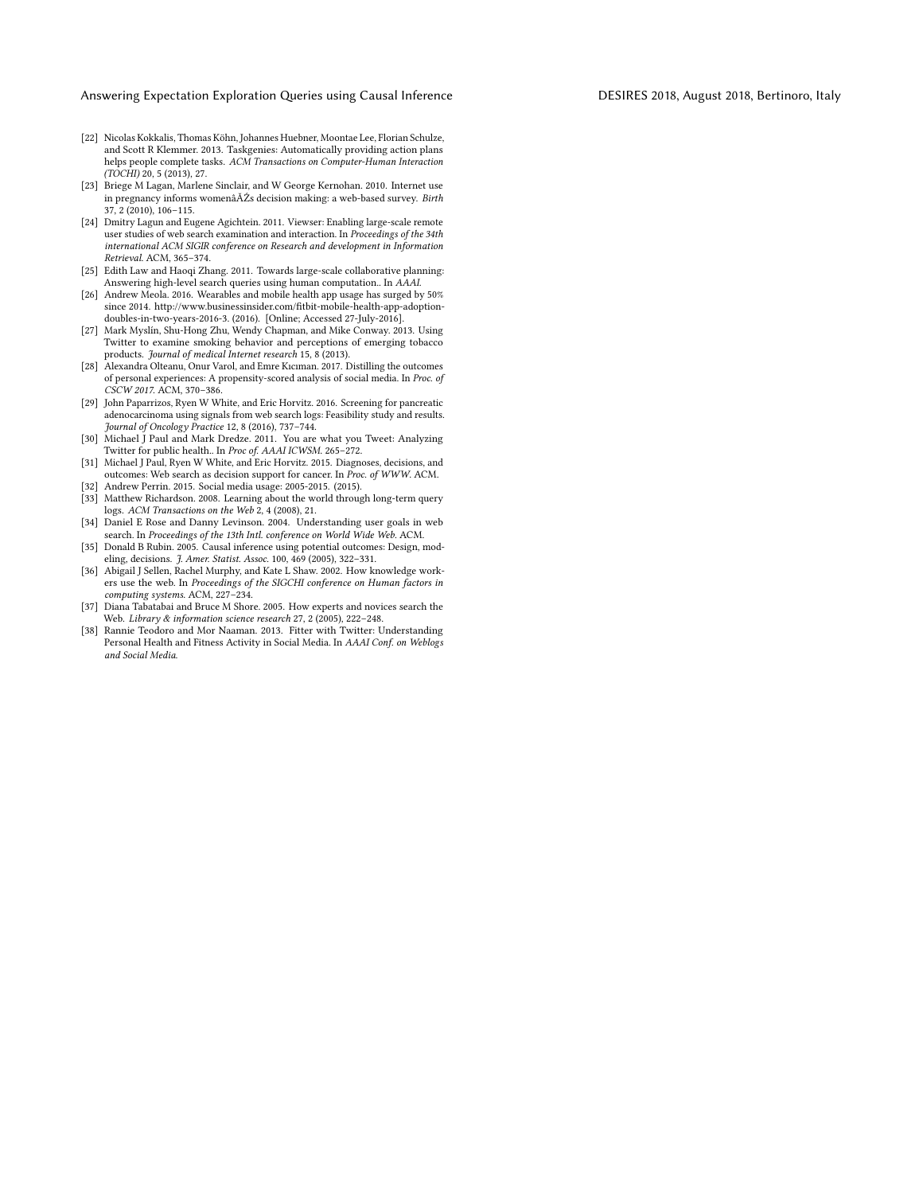[22] Nicolas Kokkalis, Thomas Köhn, Johannes Huebner, Moontae Lee, Florian Schulze, and Scott R Klemmer. 2013. Taskgenies: Automatically providing action plans helps people complete tasks. *ACM Transactions on Computer-Human Interaction (TOCHI)* 20, 5 (2013), 27.

[23] Briege M Lagan, Marlene Sinclair, and W George Kernohan. 2010. Internet use in pregnancy informs womenâĂŹs decision making: a web-based survey. *Birth* 37, 2 (2010), 106–115.

[24] Dmitry Lagun and Eugene Agichtein. 2011. Viewser: Enabling large-scale remote user studies of web search examination and interaction. In *Proceedings of the 34th international ACM SIGIR conference on Research and development in Information Retrieval*. ACM, 365–374.

[25] Edith Law and Haoqi Zhang. 2011. Towards large-scale collaborative planning: Answering high-level search queries using human computation.. In *AAAI*.

[26] Andrew Meola. 2016. Wearables and mobile health app usage has surged by 50% since 2014. http://www.businessinsider.com/fitbit-mobile-health-app-adoption-doubles-in-two-years-2016-3. (2016). [Online; Accessed 27-July-2016].

[27] Mark Myslín, Shu-Hong Zhu, Wendy Chapman, and Mike Conway. 2013. Using Twitter to examine smoking behavior and perceptions of emerging tobacco products. *Journal of medical Internet research* 15, 8 (2013).

[28] Alexandra Olteanu, Onur Varol, and Emre Kıcıman. 2017. Distilling the outcomes of personal experiences: A propensity-scored analysis of social media. In *Proc. of CSCW 2017*. ACM, 370–386.

[29] John Paparrizos, Ryen W White, and Eric Horvitz. 2016. Screening for pancreatic adenocarcinoma using signals from web search logs: Feasibility study and results. *Journal of Oncology Practice* 12, 8 (2016), 737–744.

[30] Michael J Paul and Mark Dredze. 2011. You are what you Tweet: Analyzing Twitter for public health.. In *Proc of. AAAI ICWSM*. 265–272.

[31] Michael J Paul, Ryen W White, and Eric Horvitz. 2015. Diagnoses, decisions, and outcomes: Web search as decision support for cancer. In *Proc. of WWW*. ACM.

[32] Andrew Perrin. 2015. Social media usage: 2005-2015. (2015).

[33] Matthew Richardson. 2008. Learning about the world through long-term query logs. *ACM Transactions on the Web* 2, 4 (2008), 21.

[34] Daniel E Rose and Danny Levinson. 2004. Understanding user goals in web search. In *Proceedings of the 13th Intl. conference on World Wide Web*. ACM.

[35] Donald B Rubin. 2005. Causal inference using potential outcomes: Design, modeling, decisions. *J. Amer. Statist. Assoc.* 100, 469 (2005), 322–331.

[36] Abigail J Sellen, Rachel Murphy, and Kate L Shaw. 2002. How knowledge workers use the web. In *Proceedings of the SIGCHI conference on Human factors in computing systems*. ACM, 227–234.

[37] Diana Tabatabai and Bruce M Shore. 2005. How experts and novices search the Web. *Library & information science research* 27, 2 (2005), 222–248.

[38] Rannie Teodoro and Mor Naaman. 2013. Fitter with Twitter: Understanding Personal Health and Fitness Activity in Social Media. In *AAAI Conf. on Weblogs and Social Media*.